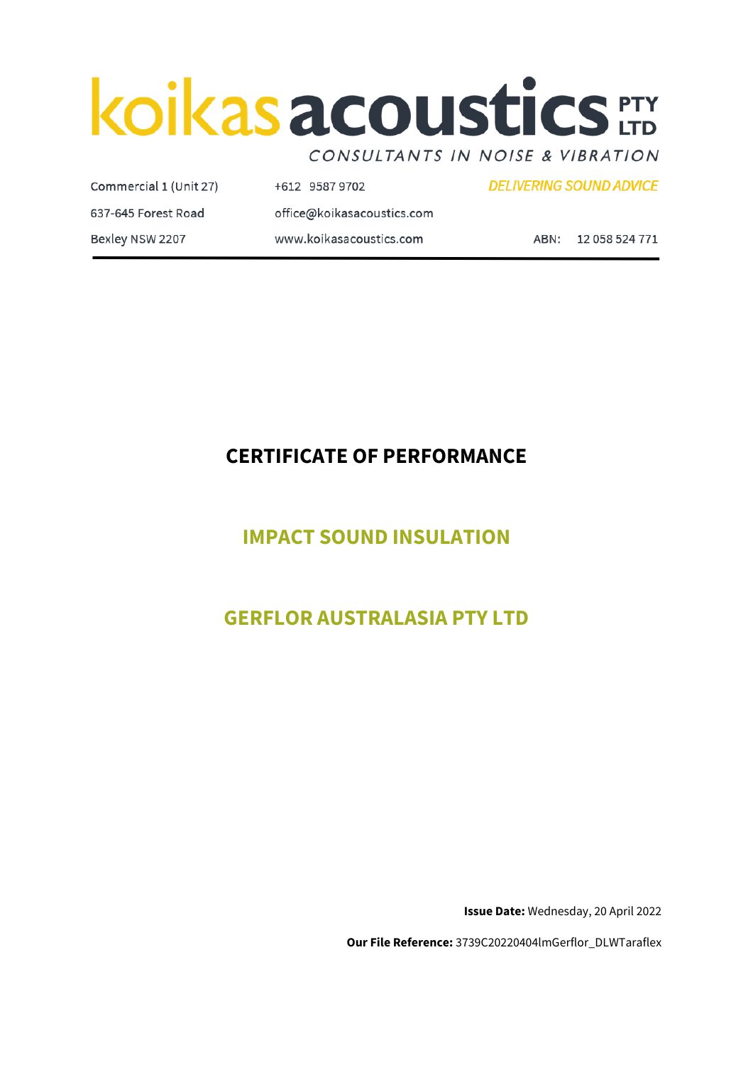# koikas acoustics PTY LTD

CONSULTANTS IN NOISE & VIBRATION

Commercial 1 (Unit 27)
637-645 Forest Road
Bexley NSW 2207

+612 9587 9702
office@koikasacoustics.com
www.koikasacoustics.com

*DELIVERING SOUND ADVICE*

ABN: 12 058 524 771

# CERTIFICATE OF PERFORMANCE

## IMPACT SOUND INSULATION

## GERFLOR AUSTRALASIA PTY LTD

**Issue Date:** Wednesday, 20 April 2022

**Our File Reference:** 3739C20220404lmGerflor_DLWTaraflex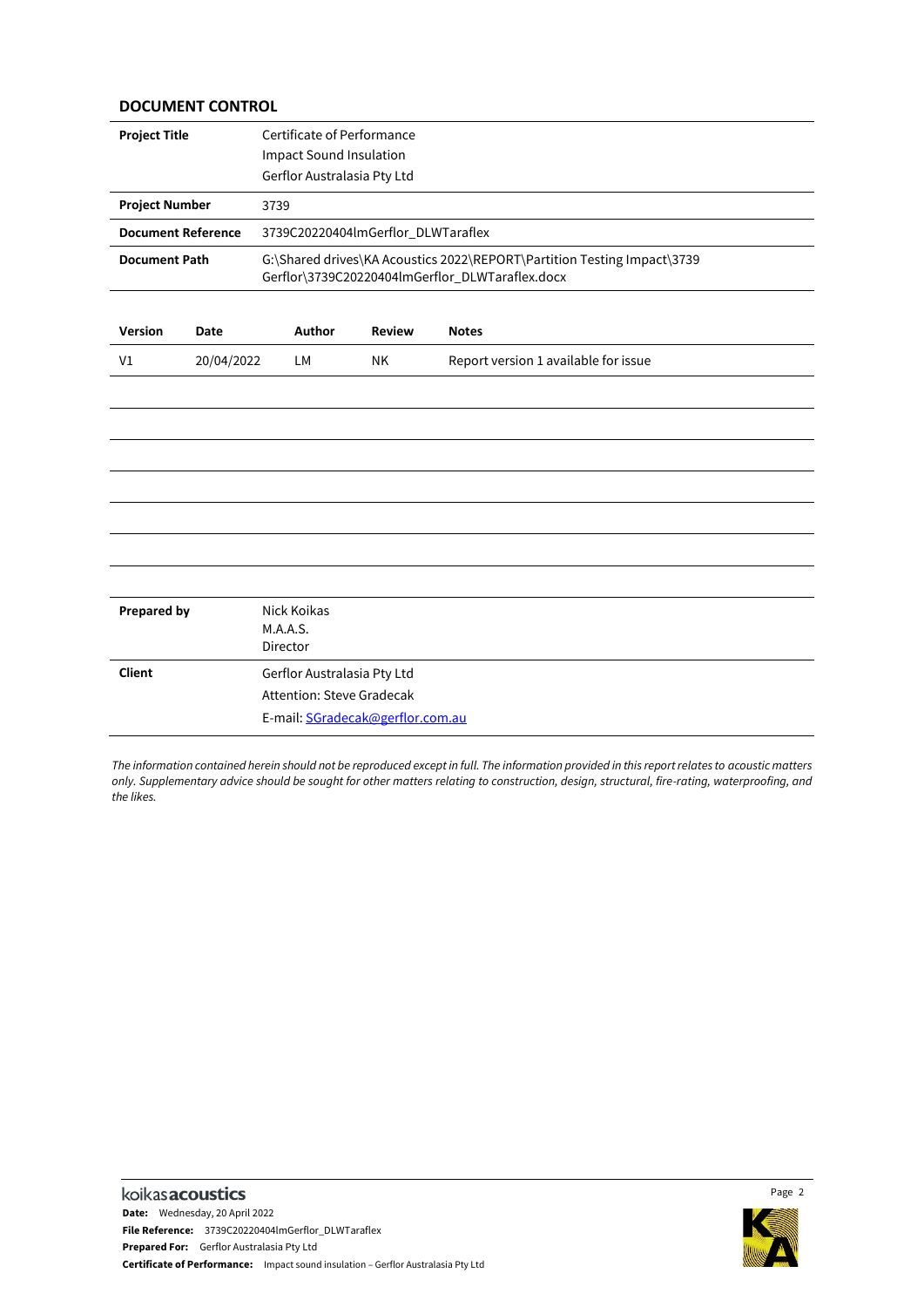## DOCUMENT CONTROL

| | |
|---|---|
| **Project Title** | Certificate of Performance<br>Impact Sound Insulation<br>Gerflor Australasia Pty Ltd |
| **Project Number** | 3739 |
| **Document Reference** | 3739C20220404lmGerflor_DLWTaraflex |
| **Document Path** | G:\Shared drives\KA Acoustics 2022\REPORT\Partition Testing Impact\3739 Gerflor\3739C20220404lmGerflor_DLWTaraflex.docx |

| Version | Date | Author | Review | Notes |
|---|---|---|---|---|
| V1 | 20/04/2022 | LM | NK | Report version 1 available for issue |
| | | | | |
| | | | | |
| | | | | |
| | | | | |
| | | | | |
| | | | | |
| | | | | |

| | |
|---|---|
| **Prepared by** | Nick Koikas<br>M.A.A.S.<br>Director |
| **Client** | Gerflor Australasia Pty Ltd<br>Attention: Steve Gradecak<br>E-mail: SGradecak@gerflor.com.au |

*The information contained herein should not be reproduced except in full. The information provided in this report relates to acoustic matters only. Supplementary advice should be sought for other matters relating to construction, design, structural, fire-rating, waterproofing, and the likes.*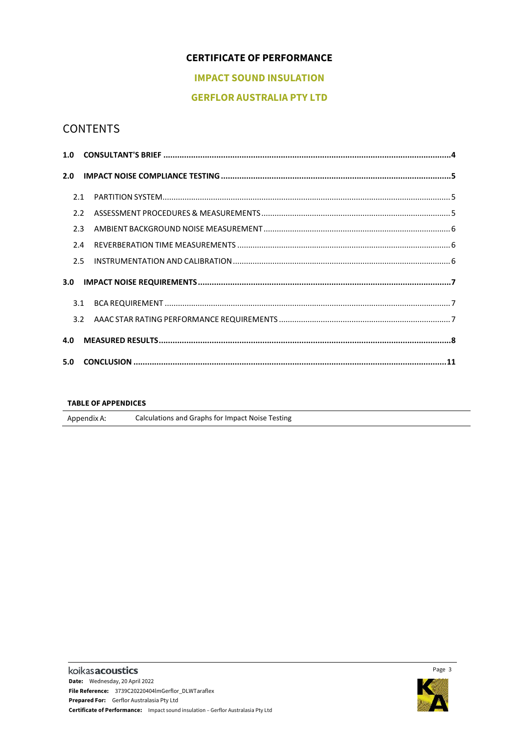# CERTIFICATE OF PERFORMANCE

## IMPACT SOUND INSULATION

## GERFLOR AUSTRALIA PTY LTD

## CONTENTS

**1.0 CONSULTANT'S BRIEF** .......... **4**

**2.0 IMPACT NOISE COMPLIANCE TESTING** .......... **5**

- 2.1 PARTITION SYSTEM .......... 5
- 2.2 ASSESSMENT PROCEDURES & MEASUREMENTS .......... 5
- 2.3 AMBIENT BACKGROUND NOISE MEASUREMENT .......... 6
- 2.4 REVERBERATION TIME MEASUREMENTS .......... 6
- 2.5 INSTRUMENTATION AND CALIBRATION .......... 6

**3.0 IMPACT NOISE REQUIREMENTS** .......... **7**

- 3.1 BCA REQUIREMENT .......... 7
- 3.2 AAAC STAR RATING PERFORMANCE REQUIREMENTS .......... 7

**4.0 MEASURED RESULTS** .......... **8**

**5.0 CONCLUSION** .......... **11**

**TABLE OF APPENDICES**

| | |
|---|---|
| Appendix A: | Calculations and Graphs for Impact Noise Testing |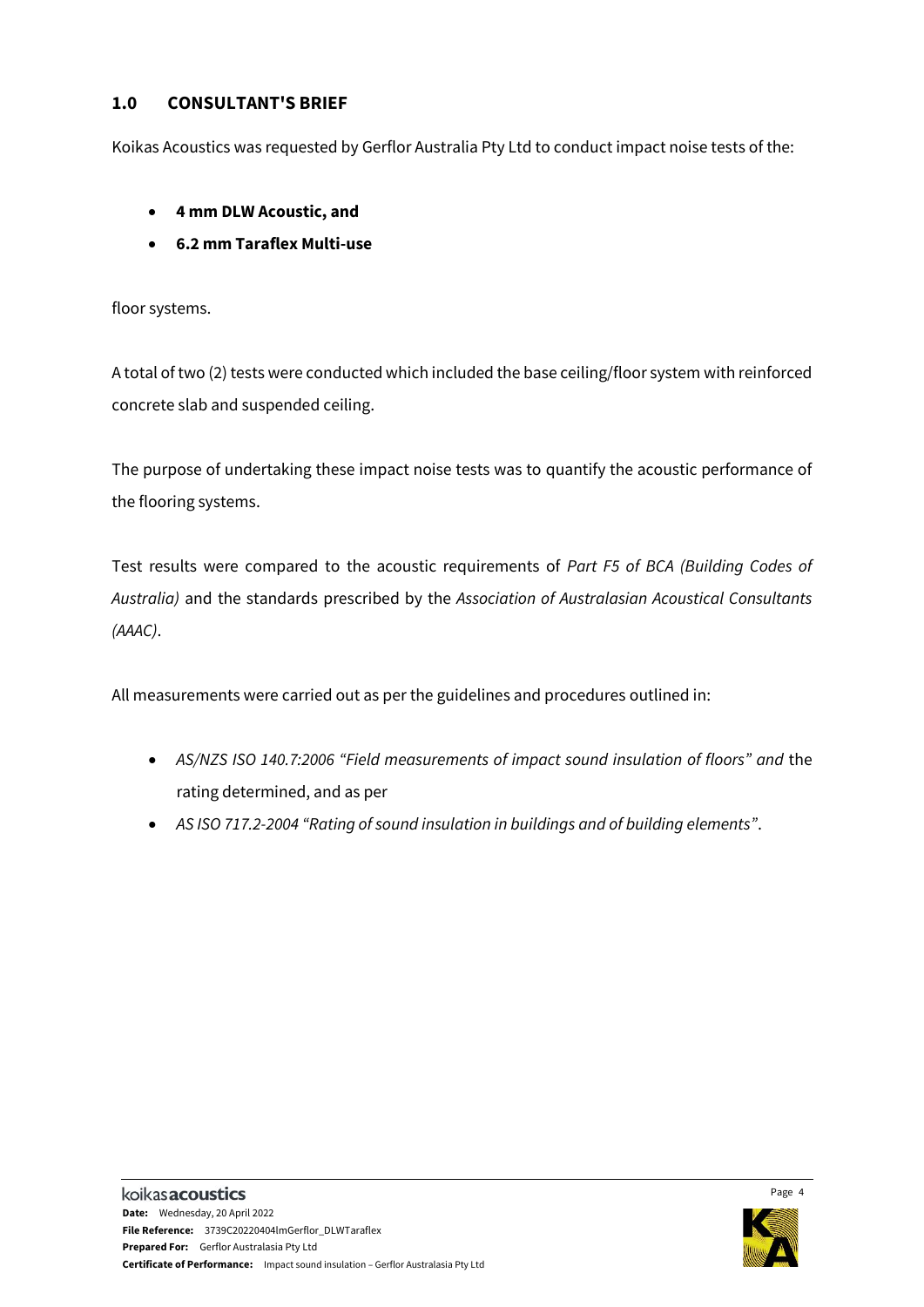## 1.0 CONSULTANT'S BRIEF

Koikas Acoustics was requested by Gerflor Australia Pty Ltd to conduct impact noise tests of the:

- **4 mm DLW Acoustic, and**
- **6.2 mm Taraflex Multi-use**

floor systems.

A total of two (2) tests were conducted which included the base ceiling/floor system with reinforced concrete slab and suspended ceiling.

The purpose of undertaking these impact noise tests was to quantify the acoustic performance of the flooring systems.

Test results were compared to the acoustic requirements of *Part F5 of BCA (Building Codes of Australia)* and the standards prescribed by the *Association of Australasian Acoustical Consultants (AAAC)*.

All measurements were carried out as per the guidelines and procedures outlined in:

- *AS/NZS ISO 140.7:2006 "Field measurements of impact sound insulation of floors" and* the rating determined, and as per
- *AS ISO 717.2-2004 "Rating of sound insulation in buildings and of building elements"*.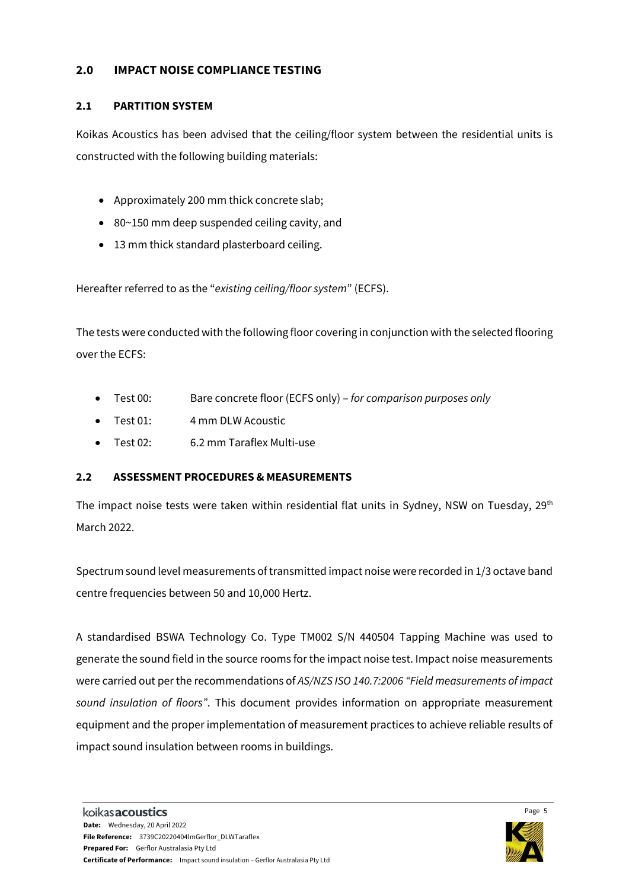## 2.0 IMPACT NOISE COMPLIANCE TESTING

### 2.1 PARTITION SYSTEM

Koikas Acoustics has been advised that the ceiling/floor system between the residential units is constructed with the following building materials:

- Approximately 200 mm thick concrete slab;
- 80~150 mm deep suspended ceiling cavity, and
- 13 mm thick standard plasterboard ceiling.

Hereafter referred to as the "*existing ceiling/floor system*" (ECFS).

The tests were conducted with the following floor covering in conjunction with the selected flooring over the ECFS:

- Test 00: Bare concrete floor (ECFS only) – *for comparison purposes only*
- Test 01: 4 mm DLW Acoustic
- Test 02: 6.2 mm Taraflex Multi-use

### 2.2 ASSESSMENT PROCEDURES & MEASUREMENTS

The impact noise tests were taken within residential flat units in Sydney, NSW on Tuesday, 29th March 2022.

Spectrum sound level measurements of transmitted impact noise were recorded in 1/3 octave band centre frequencies between 50 and 10,000 Hertz.

A standardised BSWA Technology Co. Type TM002 S/N 440504 Tapping Machine was used to generate the sound field in the source rooms for the impact noise test. Impact noise measurements were carried out per the recommendations of *AS/NZS ISO 140.7:2006 "Field measurements of impact sound insulation of floors"*. This document provides information on appropriate measurement equipment and the proper implementation of measurement practices to achieve reliable results of impact sound insulation between rooms in buildings.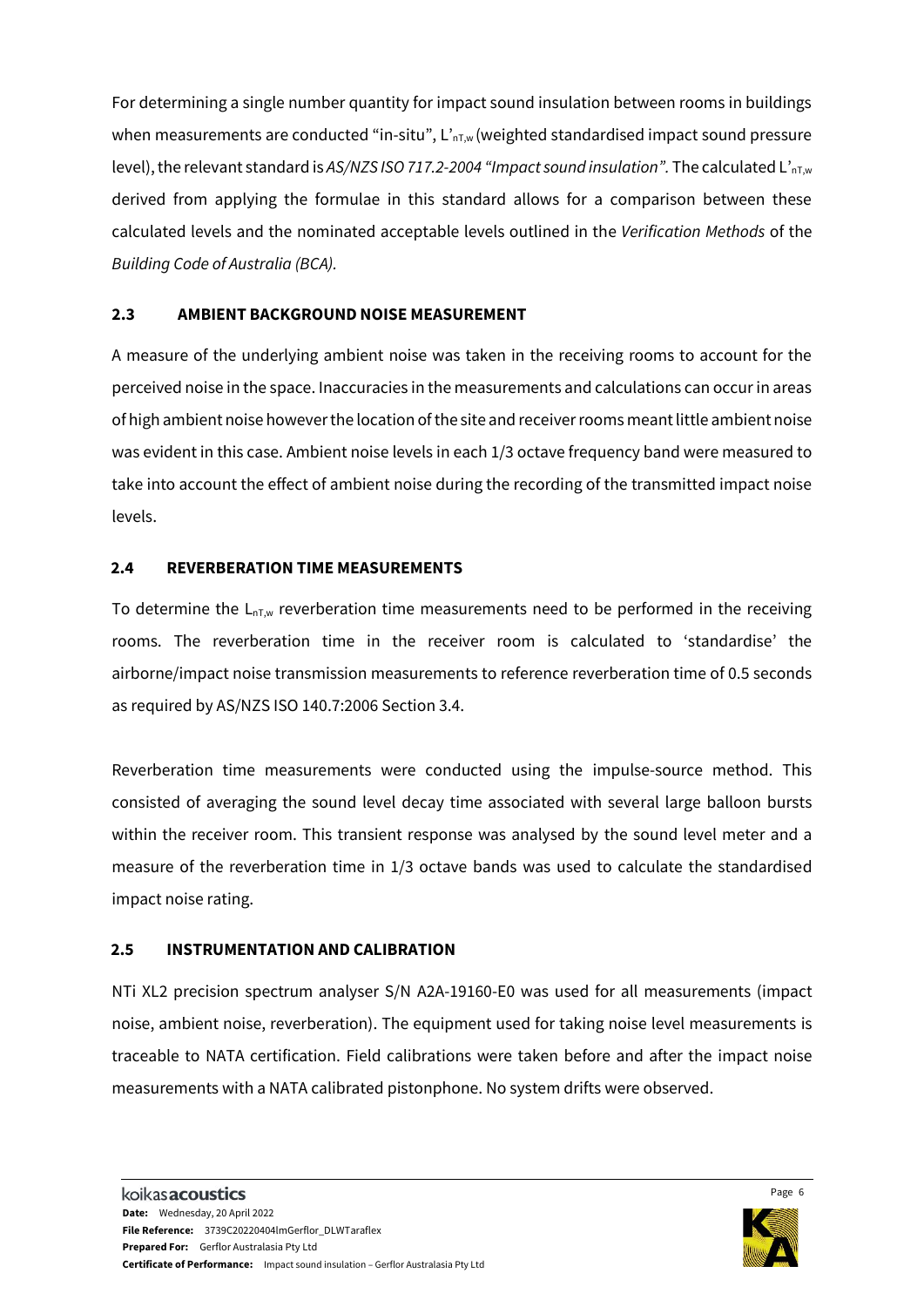For determining a single number quantity for impact sound insulation between rooms in buildings when measurements are conducted "in-situ", $L'_{nT,w}$ (weighted standardised impact sound pressure level), the relevant standard is *AS/NZS ISO 717.2-2004 "Impact sound insulation"*. The calculated $L'_{nT,w}$ derived from applying the formulae in this standard allows for a comparison between these calculated levels and the nominated acceptable levels outlined in the *Verification Methods* of the *Building Code of Australia (BCA).*

## 2.3 AMBIENT BACKGROUND NOISE MEASUREMENT

A measure of the underlying ambient noise was taken in the receiving rooms to account for the perceived noise in the space. Inaccuracies in the measurements and calculations can occur in areas of high ambient noise however the location of the site and receiver rooms meant little ambient noise was evident in this case. Ambient noise levels in each 1/3 octave frequency band were measured to take into account the effect of ambient noise during the recording of the transmitted impact noise levels.

## 2.4 REVERBERATION TIME MEASUREMENTS

To determine the $L_{nT,w}$ reverberation time measurements need to be performed in the receiving rooms. The reverberation time in the receiver room is calculated to 'standardise' the airborne/impact noise transmission measurements to reference reverberation time of 0.5 seconds as required by AS/NZS ISO 140.7:2006 Section 3.4.

Reverberation time measurements were conducted using the impulse-source method. This consisted of averaging the sound level decay time associated with several large balloon bursts within the receiver room. This transient response was analysed by the sound level meter and a measure of the reverberation time in 1/3 octave bands was used to calculate the standardised impact noise rating.

## 2.5 INSTRUMENTATION AND CALIBRATION

NTi XL2 precision spectrum analyser S/N A2A-19160-E0 was used for all measurements (impact noise, ambient noise, reverberation). The equipment used for taking noise level measurements is traceable to NATA certification. Field calibrations were taken before and after the impact noise measurements with a NATA calibrated pistonphone. No system drifts were observed.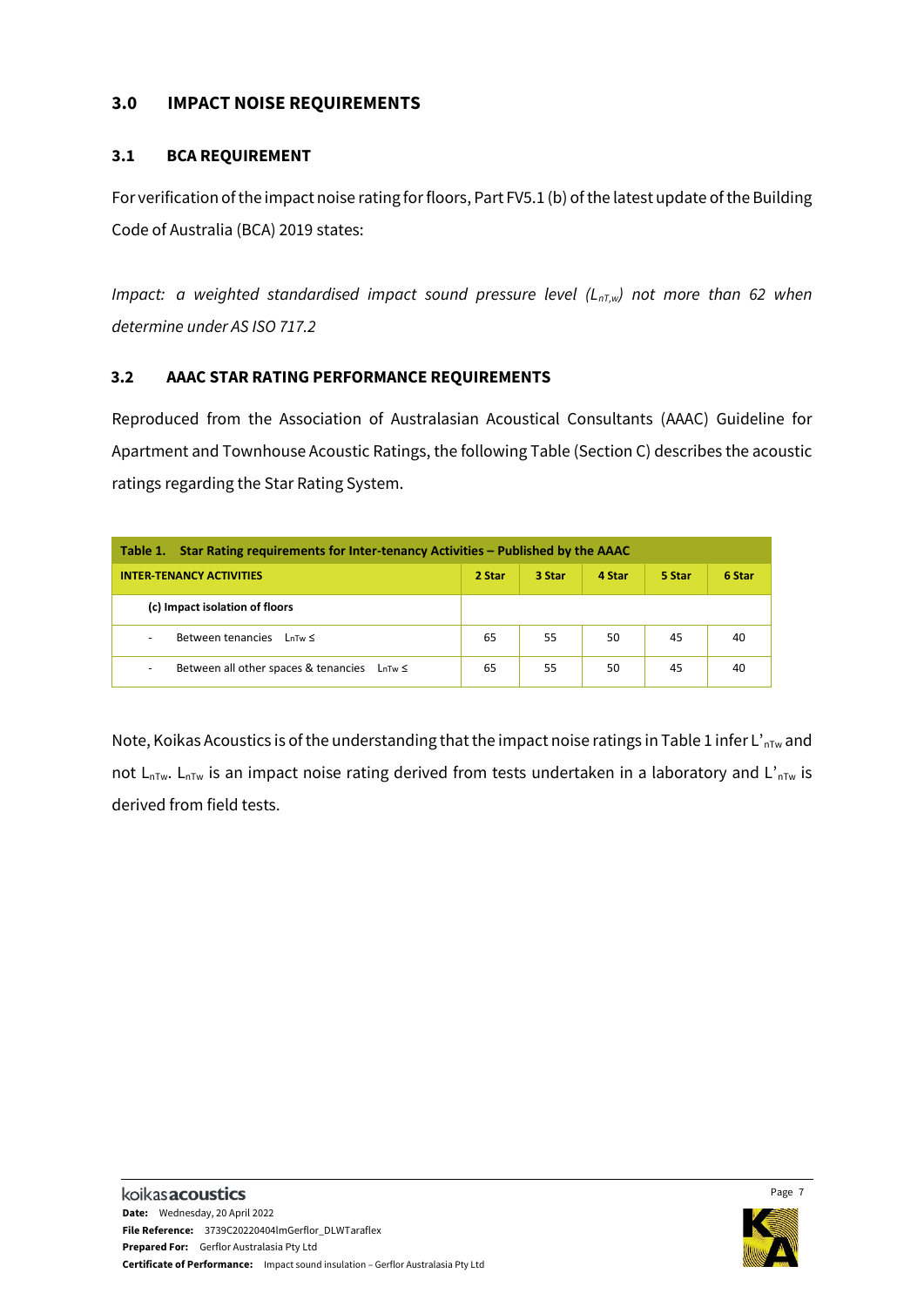## 3.0 IMPACT NOISE REQUIREMENTS

### 3.1 BCA REQUIREMENT

For verification of the impact noise rating for floors, Part FV5.1 (b) of the latest update of the Building Code of Australia (BCA) 2019 states:

*Impact: a weighted standardised impact sound pressure level ($L_{nT,w}$) not more than 62 when determine under AS ISO 717.2*

### 3.2 AAAC STAR RATING PERFORMANCE REQUIREMENTS

Reproduced from the Association of Australasian Acoustical Consultants (AAAC) Guideline for Apartment and Townhouse Acoustic Ratings, the following Table (Section C) describes the acoustic ratings regarding the Star Rating System.

**Table 1. Star Rating requirements for Inter-tenancy Activities – Published by the AAAC**

| INTER-TENANCY ACTIVITIES | 2 Star | 3 Star | 4 Star | 5 Star | 6 Star |
|---|---|---|---|---|---|
| (c) Impact isolation of floors | | | | | |
| - Between tenancies $L_{nTw} \leq$ | 65 | 55 | 50 | 45 | 40 |
| - Between all other spaces & tenancies $L_{nTw} \leq$ | 65 | 55 | 50 | 45 | 40 |

Note, Koikas Acoustics is of the understanding that the impact noise ratings in Table 1 infer $L'_{nTw}$ and not $L_{nTw}$. $L_{nTw}$ is an impact noise rating derived from tests undertaken in a laboratory and $L'_{nTw}$ is derived from field tests.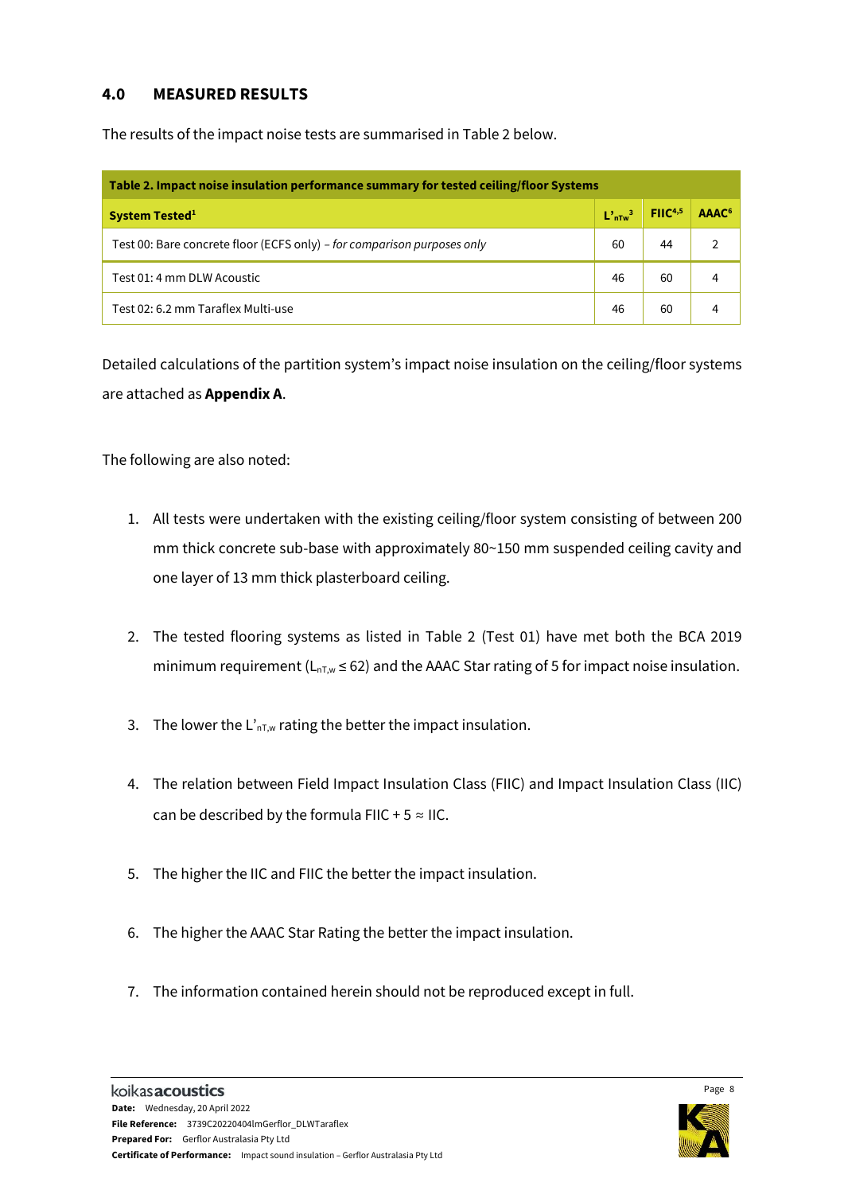## 4.0 MEASURED RESULTS

The results of the impact noise tests are summarised in Table 2 below.

| Table 2. Impact noise insulation performance summary for tested ceiling/floor Systems | | | |
|---|---|---|---|
| **System Tested**[1] | $L'_{nTw}$[3] | **FIIC**[4,5] | **AAAC**[6] |
| Test 00: Bare concrete floor (ECFS only) – *for comparison purposes only* | 60 | 44 | 2 |
| Test 01: 4 mm DLW Acoustic | 46 | 60 | 4 |
| Test 02: 6.2 mm Taraflex Multi-use | 46 | 60 | 4 |

Detailed calculations of the partition system's impact noise insulation on the ceiling/floor systems are attached as **Appendix A**.

The following are also noted:

1. All tests were undertaken with the existing ceiling/floor system consisting of between 200 mm thick concrete sub-base with approximately 80~150 mm suspended ceiling cavity and one layer of 13 mm thick plasterboard ceiling.

2. The tested flooring systems as listed in Table 2 (Test 01) have met both the BCA 2019 minimum requirement ($L_{nT,w} \leq 62$) and the AAAC Star rating of 5 for impact noise insulation.

3. The lower the $L'_{nT,w}$ rating the better the impact insulation.

4. The relation between Field Impact Insulation Class (FIIC) and Impact Insulation Class (IIC) can be described by the formula FIIC + 5 ≈ IIC.

5. The higher the IIC and FIIC the better the impact insulation.

6. The higher the AAAC Star Rating the better the impact insulation.

7. The information contained herein should not be reproduced except in full.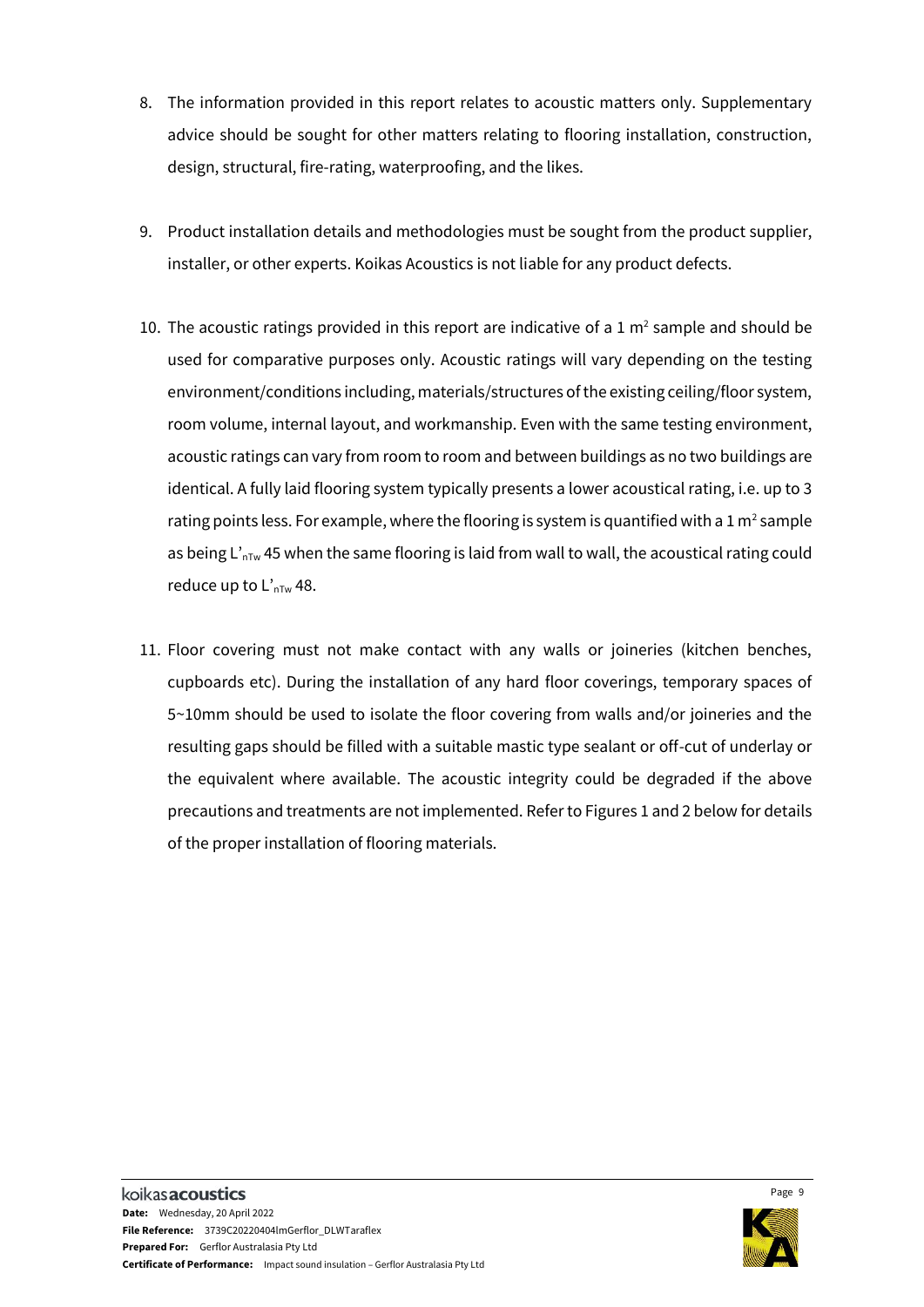8. The information provided in this report relates to acoustic matters only. Supplementary advice should be sought for other matters relating to flooring installation, construction, design, structural, fire-rating, waterproofing, and the likes.

9. Product installation details and methodologies must be sought from the product supplier, installer, or other experts. Koikas Acoustics is not liable for any product defects.

10. The acoustic ratings provided in this report are indicative of a 1 $m^2$ sample and should be used for comparative purposes only. Acoustic ratings will vary depending on the testing environment/conditions including, materials/structures of the existing ceiling/floor system, room volume, internal layout, and workmanship. Even with the same testing environment, acoustic ratings can vary from room to room and between buildings as no two buildings are identical. A fully laid flooring system typically presents a lower acoustical rating, i.e. up to 3 rating points less. For example, where the flooring is system is quantified with a 1 $m^2$ sample as being $L'_{nTw}$ 45 when the same flooring is laid from wall to wall, the acoustical rating could reduce up to $L'_{nTw}$ 48.

11. Floor covering must not make contact with any walls or joineries (kitchen benches, cupboards etc). During the installation of any hard floor coverings, temporary spaces of 5~10mm should be used to isolate the floor covering from walls and/or joineries and the resulting gaps should be filled with a suitable mastic type sealant or off-cut of underlay or the equivalent where available. The acoustic integrity could be degraded if the above precautions and treatments are not implemented. Refer to Figures 1 and 2 below for details of the proper installation of flooring materials.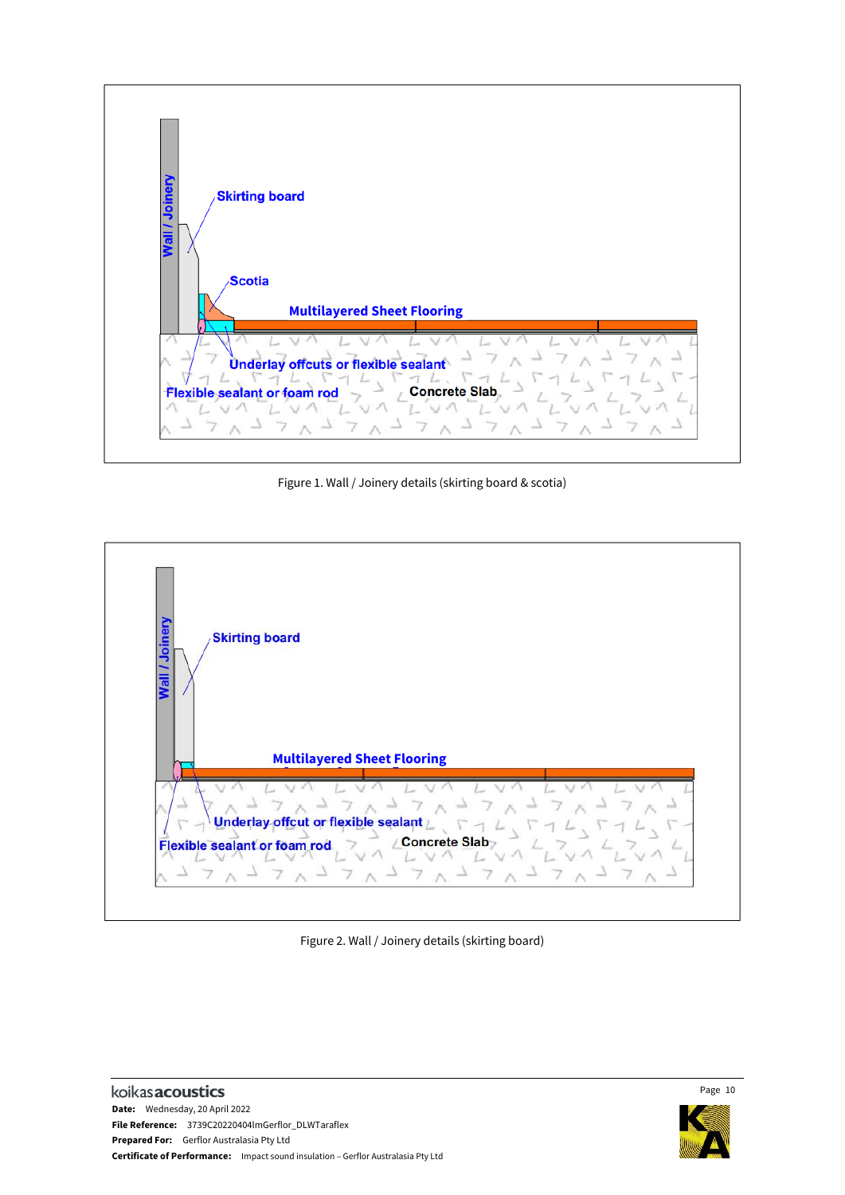Wall / Joinery

Skirting board

Scotia

Multilayered Sheet Flooring

Underlay offcuts or flexible sealant

Flexible sealant or foam rod

Concrete Slab

Figure 1. Wall / Joinery details (skirting board & scotia)

Wall / Joinery

Skirting board

Multilayered Sheet Flooring

Underlay offcut or flexible sealant

Flexible sealant or foam rod

Concrete Slab

Figure 2. Wall / Joinery details (skirting board)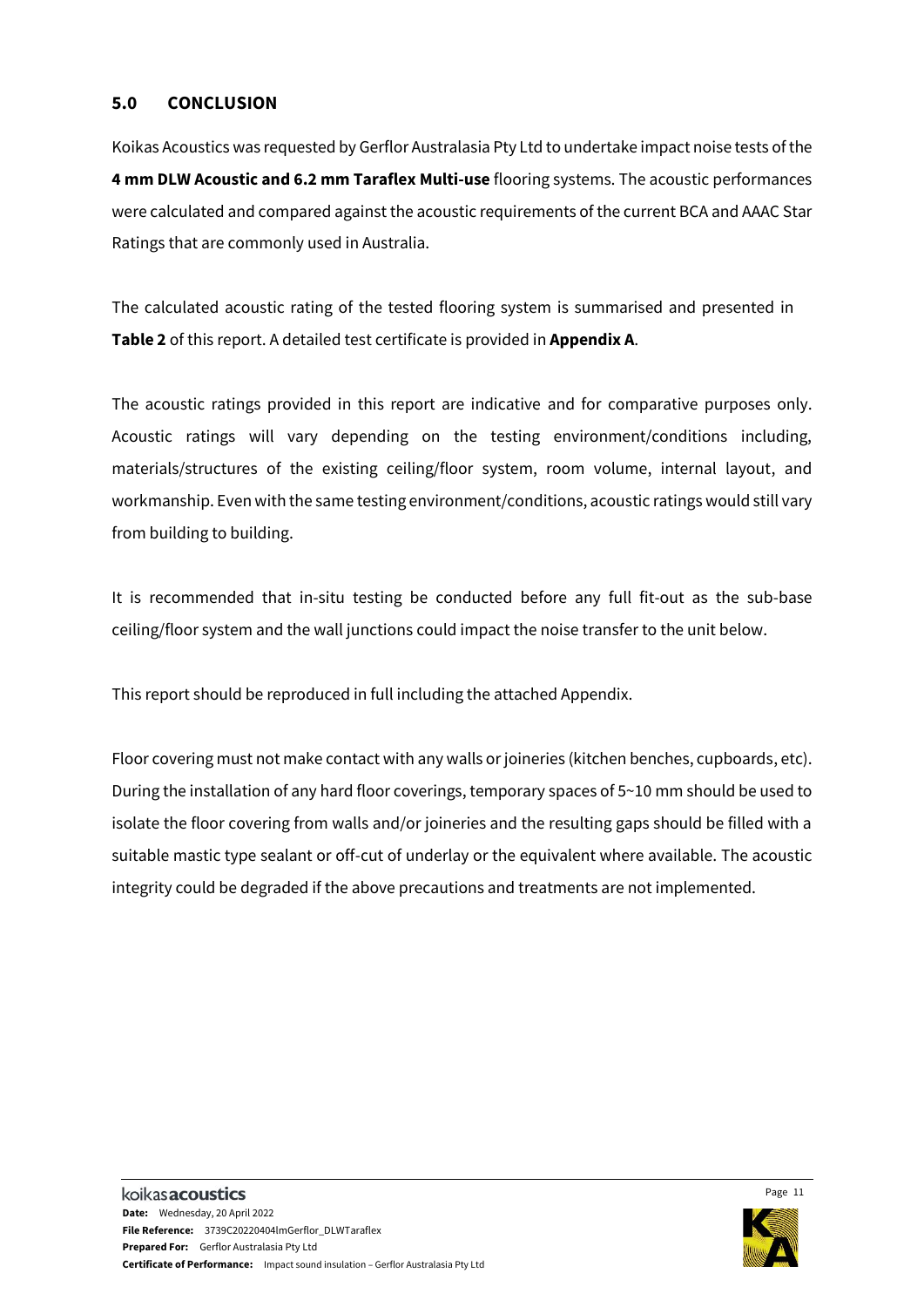## 5.0 CONCLUSION

Koikas Acoustics was requested by Gerflor Australasia Pty Ltd to undertake impact noise tests of the **4 mm DLW Acoustic and 6.2 mm Taraflex Multi-use** flooring systems. The acoustic performances were calculated and compared against the acoustic requirements of the current BCA and AAAC Star Ratings that are commonly used in Australia.

The calculated acoustic rating of the tested flooring system is summarised and presented in **Table 2** of this report. A detailed test certificate is provided in **Appendix A**.

The acoustic ratings provided in this report are indicative and for comparative purposes only. Acoustic ratings will vary depending on the testing environment/conditions including, materials/structures of the existing ceiling/floor system, room volume, internal layout, and workmanship. Even with the same testing environment/conditions, acoustic ratings would still vary from building to building.

It is recommended that in-situ testing be conducted before any full fit-out as the sub-base ceiling/floor system and the wall junctions could impact the noise transfer to the unit below.

This report should be reproduced in full including the attached Appendix.

Floor covering must not make contact with any walls or joineries (kitchen benches, cupboards, etc). During the installation of any hard floor coverings, temporary spaces of 5~10 mm should be used to isolate the floor covering from walls and/or joineries and the resulting gaps should be filled with a suitable mastic type sealant or off-cut of underlay or the equivalent where available. The acoustic integrity could be degraded if the above precautions and treatments are not implemented.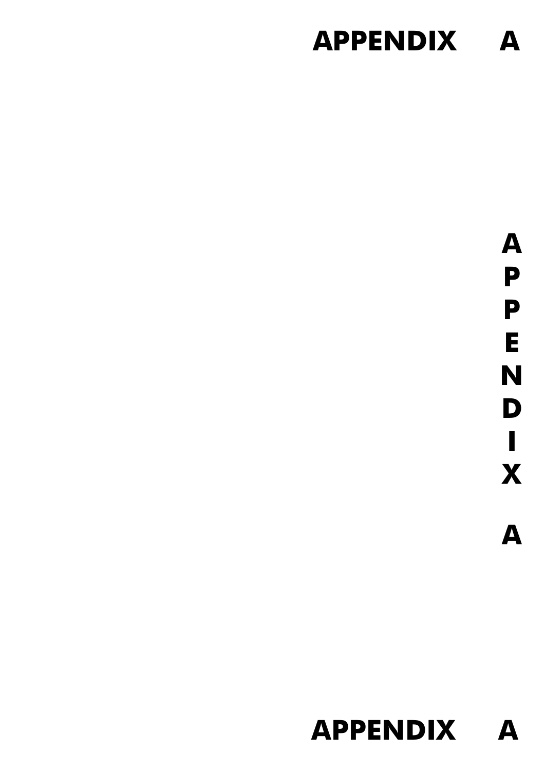# APPENDIX A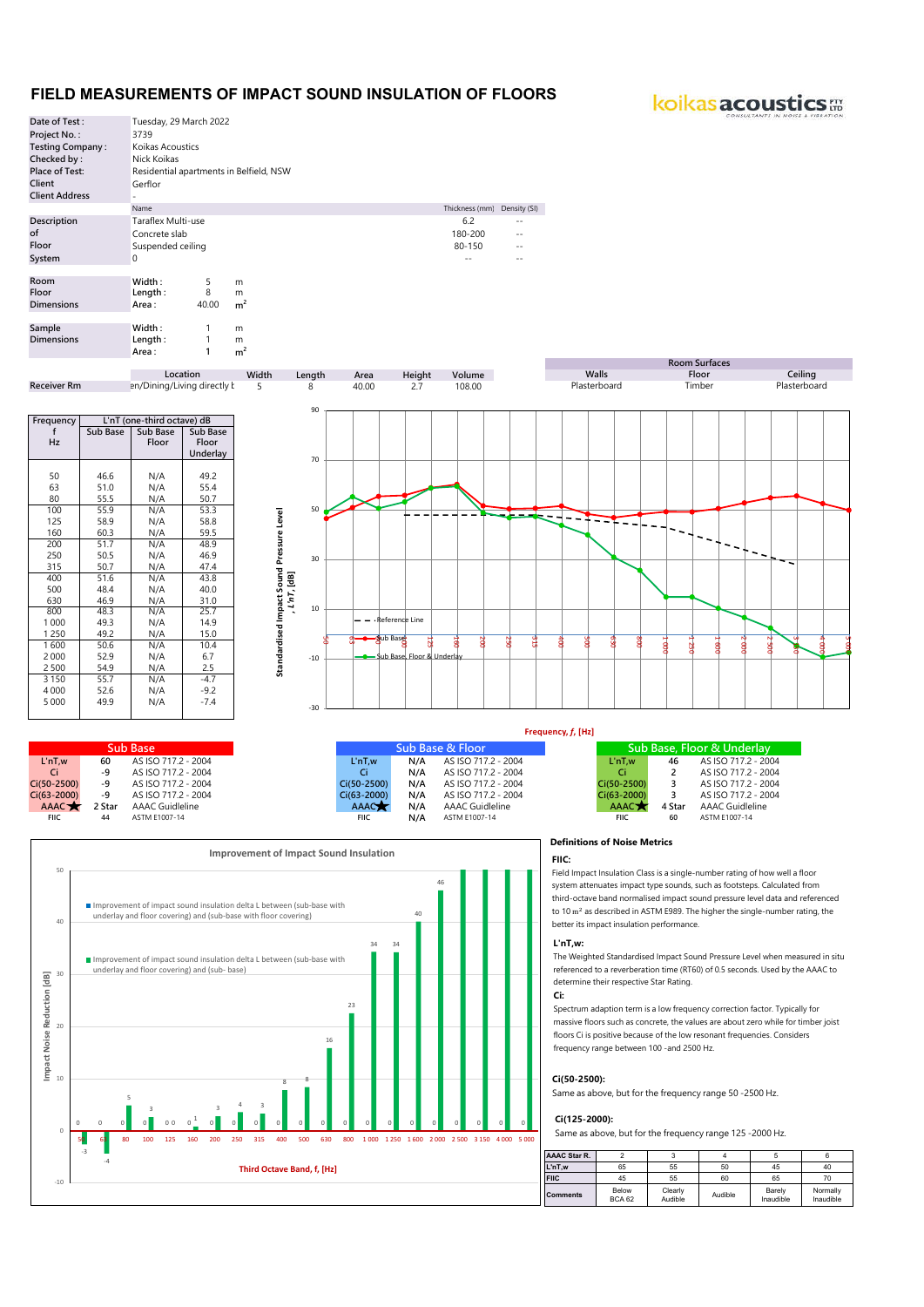# FIELD MEASUREMENTS OF IMPACT SOUND INSULATION OF FLOORS

koikas acoustics PTY LTD — CONSULTANTS IN NOISE & VIBRATION

| | |
|---|---|
| Date of Test : | Tuesday, 29 March 2022 |
| Project No. : | 3739 |
| Testing Company : | Koikas Acoustics |
| Checked by : | Nick Koikas |
| Place of Test: | Residential apartments in Belfield, NSW |
| Client | Gerflor |
| Client Address | - |

| Description of Floor System | Name | Thickness (mm) | Density (SI) |
|---|---|---|---|
| | Taraflex Multi-use | 6.2 | -- |
| | Concrete slab | 180-200 | -- |
| | Suspended ceiling | 80-150 | -- |
| | 0 | -- | -- |

| Room Floor Dimensions | | | |
|---|---|---|---|
| | Width : | 5 | m |
| | Length : | 8 | m |
| | Area : | 40.00 | $m^2$ |

| Sample Dimensions | | | |
|---|---|---|---|
| | Width : | 1 | m |
| | Length : | 1 | m |
| | Area : | 1 | $m^2$ |

| | Location | Width | Length | Area | Height | Volume | Walls | Floor | Ceiling |
|---|---|---|---|---|---|---|---|---|---|
| Receiver Rm | en/Dining/Living directly b | 5 | 8 | 40.00 | 2.7 | 108.00 | Plasterboard | Timber | Plasterboard |

| Frequency f Hz | L'nT (one-third octave) dB Sub Base | Sub Base Floor | Sub Base Floor Underlay |
|---|---|---|---|
| 50 | 46.6 | N/A | 49.2 |
| 63 | 51.0 | N/A | 55.4 |
| 80 | 55.5 | N/A | 50.7 |
| 100 | 55.9 | N/A | 53.3 |
| 125 | 58.9 | N/A | 58.8 |
| 160 | 60.3 | N/A | 59.5 |
| 200 | 51.7 | N/A | 48.9 |
| 250 | 50.5 | N/A | 46.9 |
| 315 | 50.7 | N/A | 47.4 |
| 400 | 51.6 | N/A | 43.8 |
| 500 | 48.4 | N/A | 40.0 |
| 630 | 46.9 | N/A | 31.0 |
| 800 | 48.3 | N/A | 25.7 |
| 1 000 | 49.3 | N/A | 14.9 |
| 1 250 | 49.2 | N/A | 15.0 |
| 1 600 | 50.6 | N/A | 10.4 |
| 2 000 | 52.9 | N/A | 6.7 |
| 2 500 | 54.9 | N/A | 2.5 |
| 3 150 | 55.7 | N/A | -4.7 |
| 4 000 | 52.6 | N/A | -9.2 |
| 5 000 | 49.9 | N/A | -7.4 |

**Sub Base**

| | | |
|---|---|---|
| L'nT,w | 60 | AS ISO 717.2 - 2004 |
| Ci | -9 | AS ISO 717.2 - 2004 |
| Ci(50-2500) | -9 | AS ISO 717.2 - 2004 |
| Ci(63-2000) | -9 | AS ISO 717.2 - 2004 |
| AAAC ★ | 2 Star | AAAC Guideline |
| FIIC | 44 | ASTM E1007-14 |

**Sub Base & Floor**

| | | |
|---|---|---|
| L'nT,w | N/A | AS ISO 717.2 - 2004 |
| Ci | N/A | AS ISO 717.2 - 2004 |
| Ci(50-2500) | N/A | AS ISO 717.2 - 2004 |
| Ci(63-2000) | N/A | AS ISO 717.2 - 2004 |
| AAAC ★ | N/A | AAAC Guideline |
| FIIC | N/A | ASTM E1007-14 |

**Sub Base, Floor & Underlay**

| | | |
|---|---|---|
| L'nT,w | 46 | AS ISO 717.2 - 2004 |
| Ci | 2 | AS ISO 717.2 - 2004 |
| Ci(50-2500) | 3 | AS ISO 717.2 - 2004 |
| Ci(63-2000) | 3 | AS ISO 717.2 - 2004 |
| AAAC ★ | 4 Star | AAAC Guideline |
| FIIC | 60 | ASTM E1007-14 |

## Definitions of Noise Metrics

**FIIC:**

Field Impact Insulation Class is a single-number rating of how well a floor system attenuates impact type sounds, such as footsteps. Calculated from third-octave band normalised impact sound pressure level data and referenced to 10 m² as described in ASTM E989. The higher the single-number rating, the better its impact insulation performance.

**L'nT,w:**

The Weighted Standardised Impact Sound Pressure Level when measured in situ referenced to a reverberation time (RT60) of 0.5 seconds. Used by the AAAC to determine their respective Star Rating.

**Ci:**

Spectrum adaption term is a low frequency correction factor. Typically for massive floors such as concrete, the values are about zero while for timber joist floors Ci is positive because of the low resonant frequencies. Considers frequency range between 100 -and 2500 Hz.

**Ci(50-2500):**

Same as above, but for the frequency range 50 -2500 Hz.

**Ci(125-2000):**

Same as above, but for the frequency range 125 -2000 Hz.

| AAAC Star R. | 2 | 3 | 4 | 5 | 6 |
|---|---|---|---|---|---|
| L'nT,w | 65 | 55 | 50 | 45 | 40 |
| FIIC | 45 | 55 | 60 | 65 | 70 |
| Comments | Below BCA 62 | Clearly Audible | Audible | Barely Inaudible | Normally Inaudible |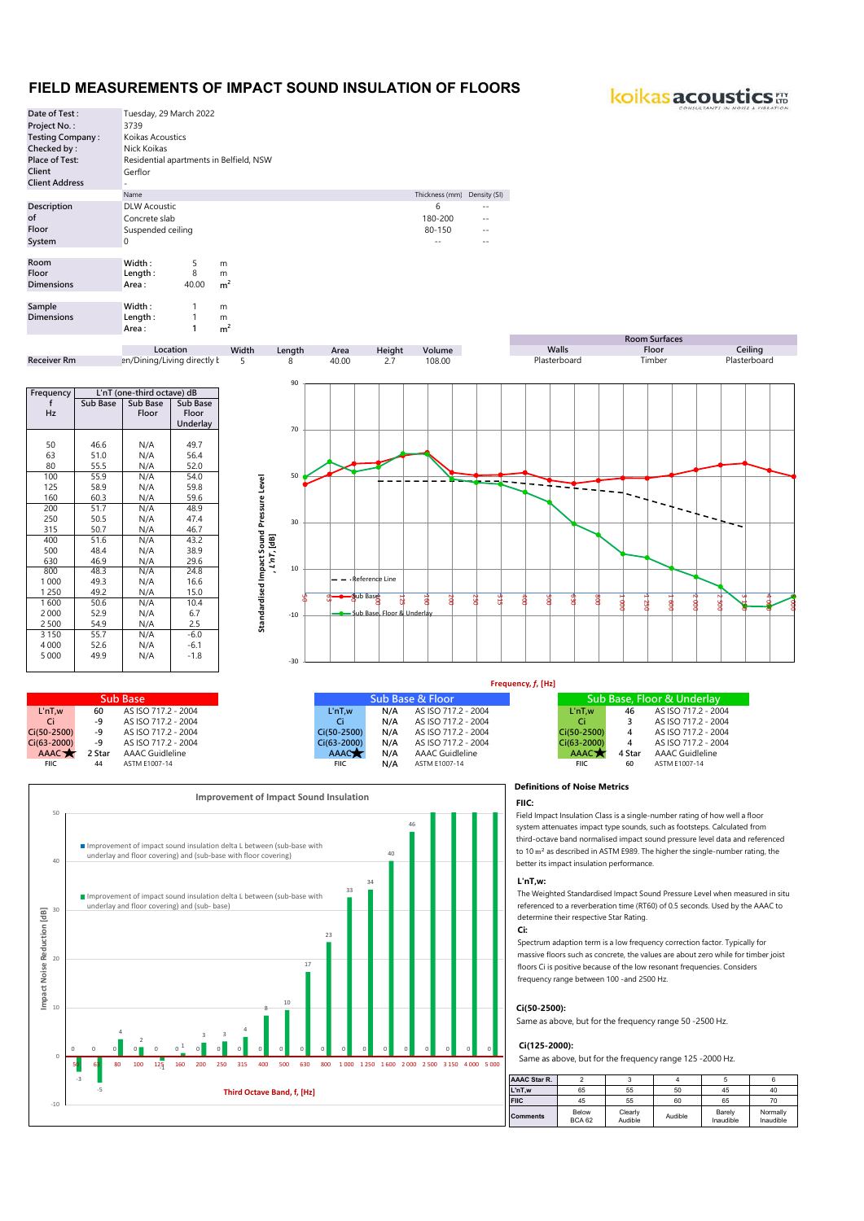# FIELD MEASUREMENTS OF IMPACT SOUND INSULATION OF FLOORS

koikas acoustics PTY LTD
CONSULTANTS IN NOISE & VIBRATION

| | |
|---|---|
| Date of Test : | Tuesday, 29 March 2022 |
| Project No. : | 3739 |
| Testing Company : | Koikas Acoustics |
| Checked by : | Nick Koikas |
| Place of Test: | Residential apartments in Belfield, NSW |
| Client | Gerflor |
| Client Address | - |

| | Name | Thickness (mm) | Density (SI) |
|---|---|---|---|
| Description | DLW Acoustic | 6 | -- |
| of | Concrete slab | 180-200 | -- |
| Floor | Suspended ceiling | 80-150 | -- |
| System | 0 | -- | -- |

| | | | |
|---|---|---|---|
| Room Floor Dimensions | Width : | 5 | m |
| | Length : | 8 | m |
| | Area : | 40.00 | m² |
| Sample Dimensions | Width : | 1 | m |
| | Length : | 1 | m |
| | Area : | 1 | m² |

| | Location | Width | Length | Area | Height | Volume | Walls | Floor | Ceiling |
|---|---|---|---|---|---|---|---|---|---|
| | | | | | | | Room Surfaces | | |
| Receiver Rm | en/Dining/Living directly b | 5 | 8 | 40.00 | 2.7 | 108.00 | Plasterboard | Timber | Plasterboard |

| Frequency f Hz | L'nT (one-third octave) dB Sub Base | Sub Base Floor | Sub Base Floor Underlay |
|---|---|---|---|
| 50 | 46.6 | N/A | 49.7 |
| 63 | 51.0 | N/A | 56.4 |
| 80 | 55.5 | N/A | 52.0 |
| 100 | 55.9 | N/A | 54.0 |
| 125 | 58.9 | N/A | 59.8 |
| 160 | 60.3 | N/A | 59.6 |
| 200 | 51.7 | N/A | 48.9 |
| 250 | 50.5 | N/A | 47.4 |
| 315 | 50.7 | N/A | 46.7 |
| 400 | 51.6 | N/A | 43.2 |
| 500 | 48.4 | N/A | 38.9 |
| 630 | 46.9 | N/A | 29.6 |
| 800 | 48.3 | N/A | 24.8 |
| 1 000 | 49.3 | N/A | 16.6 |
| 1 250 | 49.2 | N/A | 15.0 |
| 1 600 | 50.6 | N/A | 10.4 |
| 2 000 | 52.9 | N/A | 6.7 |
| 2 500 | 54.9 | N/A | 2.5 |
| 3 150 | 55.7 | N/A | -6.0 |
| 4 000 | 52.6 | N/A | -6.1 |
| 5 000 | 49.9 | N/A | -1.8 |

Standardised Impact Sound Pressure Level , L'nT, [dB]

Reference Line

Sub Base

Sub Base, Floor & Underlay

Frequency, *f*, [Hz]

| Sub Base | | |
|---|---|---|
| L'nT,w | 60 | AS ISO 717.2 - 2004 |
| Ci | -9 | AS ISO 717.2 - 2004 |
| Ci(50-2500) | -9 | AS ISO 717.2 - 2004 |
| Ci(63-2000) | -9 | AS ISO 717.2 - 2004 |
| AAAC ★ | 2 Star | AAAC Guideline |
| FIIC | 44 | ASTM E1007-14 |

| Sub Base & Floor | | |
|---|---|---|
| L'nT,w | N/A | AS ISO 717.2 - 2004 |
| Ci | N/A | AS ISO 717.2 - 2004 |
| Ci(50-2500) | N/A | AS ISO 717.2 - 2004 |
| Ci(63-2000) | N/A | AS ISO 717.2 - 2004 |
| AAAC ★ | N/A | AAAC Guideline |
| FIIC | N/A | ASTM E1007-14 |

| Sub Base, Floor & Underlay | | |
|---|---|---|
| L'nT,w | 46 | AS ISO 717.2 - 2004 |
| Ci | 3 | AS ISO 717.2 - 2004 |
| Ci(50-2500) | 4 | AS ISO 717.2 - 2004 |
| Ci(63-2000) | 4 | AS ISO 717.2 - 2004 |
| AAAC ★ | 4 Star | AAAC Guideline |
| FIIC | 60 | ASTM E1007-14 |

Improvement of Impact Sound Insulation

Improvement of impact sound insulation delta L between (sub-base with underlay and floor covering) and (sub-base with floor covering)

Improvement of impact sound insulation delta L between (sub-base with underlay and floor covering) and (sub- base)

Impact Noise Reduction [dB]

Third Octave Band, f, [Hz]

## Definitions of Noise Metrics

**FIIC:**

Field Impact Insulation Class is a single-number rating of how well a floor system attenuates impact type sounds, such as footsteps. Calculated from third-octave band normalised impact sound pressure level data and referenced to 10 m² as described in ASTM E989. The higher the single-number rating, the better its impact insulation performance.

**L'nT,w:**

The Weighted Standardised Impact Sound Pressure Level when measured in situ referenced to a reverberation time (RT60) of 0.5 seconds. Used by the AAAC to determine their respective Star Rating.

**Ci:**

Spectrum adaption term is a low frequency correction factor. Typically for massive floors such as concrete, the values are about zero while for timber joist floors Ci is positive because of the low resonant frequencies. Considers frequency range between 100 -and 2500 Hz.

**Ci(50-2500):**

Same as above, but for the frequency range 50 -2500 Hz.

**Ci(125-2000):**

Same as above, but for the frequency range 125 -2000 Hz.

| AAAC Star R. | 2 | 3 | 4 | 5 | 6 |
|---|---|---|---|---|---|
| L'nT,w | 65 | 55 | 50 | 45 | 40 |
| FIIC | 45 | 55 | 60 | 65 | 70 |
| Comments | Below BCA 62 | Clearly Audible | Audible | Barely Inaudible | Normally Inaudible |